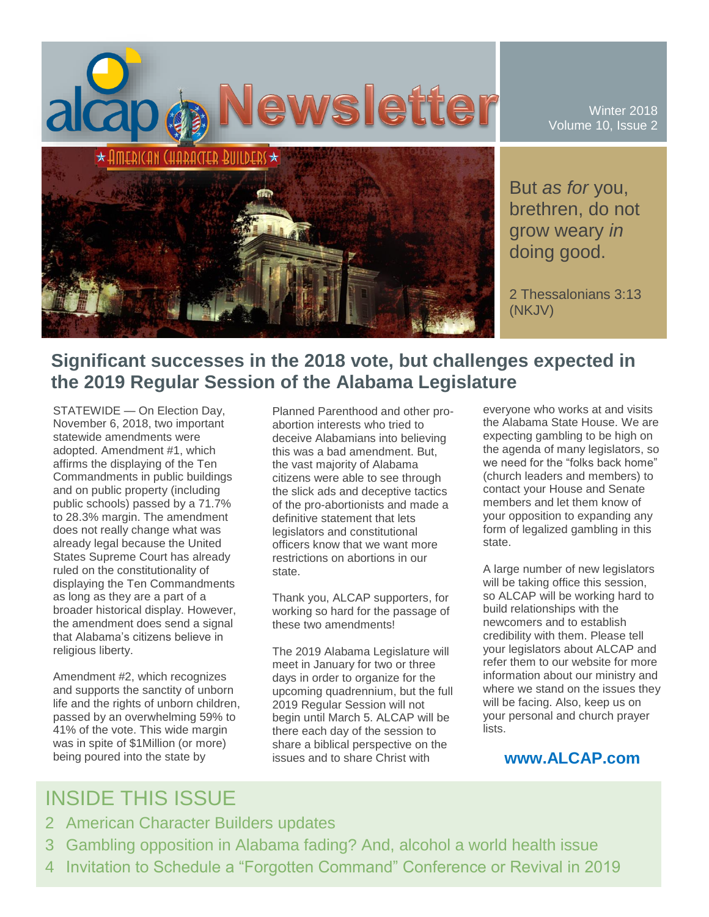# alcap Newsletter

American Character Builders

Winter 2018
Volume 10, Issue 2

But *as for* you, brethren, do not grow weary *in* doing good.

2 Thessalonians 3:13 (NKJV)

## Significant successes in the 2018 vote, but challenges expected in the 2019 Regular Session of the Alabama Legislature

STATEWIDE — On Election Day, November 6, 2018, two important statewide amendments were adopted. Amendment #1, which affirms the displaying of the Ten Commandments in public buildings and on public property (including public schools) passed by a 71.7% to 28.3% margin. The amendment does not really change what was already legal because the United States Supreme Court has already ruled on the constitutionality of displaying the Ten Commandments as long as they are a part of a broader historical display. However, the amendment does send a signal that Alabama's citizens believe in religious liberty.

Amendment #2, which recognizes and supports the sanctity of unborn life and the rights of unborn children, passed by an overwhelming 59% to 41% of the vote. This wide margin was in spite of $1Million (or more) being poured into the state by Planned Parenthood and other pro-abortion interests who tried to deceive Alabamians into believing this was a bad amendment. But, the vast majority of Alabama citizens were able to see through the slick ads and deceptive tactics of the pro-abortionists and made a definitive statement that lets legislators and constitutional officers know that we want more restrictions on abortions in our state.

Thank you, ALCAP supporters, for working so hard for the passage of these two amendments!

The 2019 Alabama Legislature will meet in January for two or three days in order to organize for the upcoming quadrennium, but the full 2019 Regular Session will not begin until March 5. ALCAP will be there each day of the session to share a biblical perspective on the issues and to share Christ with everyone who works at and visits the Alabama State House. We are expecting gambling to be high on the agenda of many legislators, so we need for the "folks back home" (church leaders and members) to contact your House and Senate members and let them know of your opposition to expanding any form of legalized gambling in this state.

A large number of new legislators will be taking office this session, so ALCAP will be working hard to build relationships with the newcomers and to establish credibility with them. Please tell your legislators about ALCAP and refer them to our website for more information about our ministry and where we stand on the issues they will be facing. Also, keep us on your personal and church prayer lists.

**www.ALCAP.com**

## INSIDE THIS ISSUE

2 American Character Builders updates

3 Gambling opposition in Alabama fading? And, alcohol a world health issue

4 Invitation to Schedule a "Forgotten Command" Conference or Revival in 2019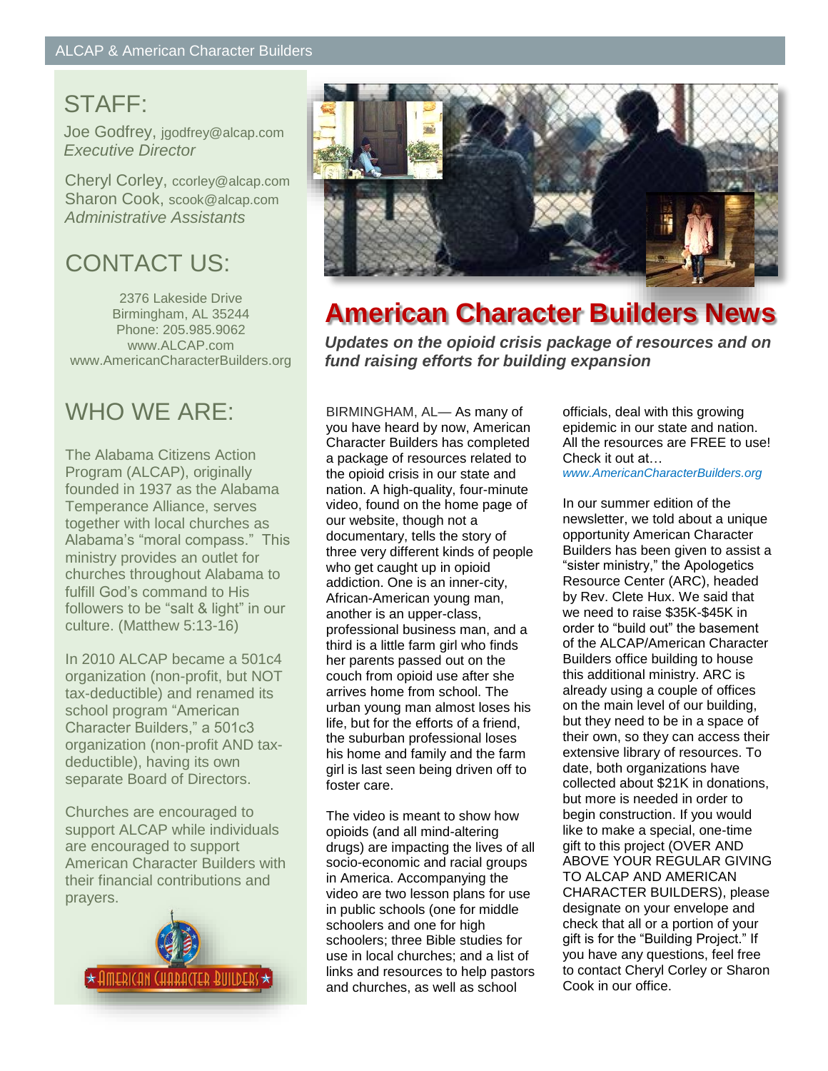## STAFF:

Joe Godfrey, jgodfrey@alcap.com
*Executive Director*

Cheryl Corley, ccorley@alcap.com
Sharon Cook, scook@alcap.com
*Administrative Assistants*

## CONTACT US:

2376 Lakeside Drive
Birmingham, AL 35244
Phone: 205.985.9062
www.ALCAP.com
www.AmericanCharacterBuilders.org

## WHO WE ARE:

The Alabama Citizens Action Program (ALCAP), originally founded in 1937 as the Alabama Temperance Alliance, serves together with local churches as Alabama's "moral compass." This ministry provides an outlet for churches throughout Alabama to fulfill God's command to His followers to be "salt & light" in our culture. (Matthew 5:13-16)

In 2010 ALCAP became a 501c4 organization (non-profit, but NOT tax-deductible) and renamed its school program "American Character Builders," a 501c3 organization (non-profit AND tax-deductible), having its own separate Board of Directors.

Churches are encouraged to support ALCAP while individuals are encouraged to support American Character Builders with their financial contributions and prayers.

# American Character Builders News

***Updates on the opioid crisis package of resources and on fund raising efforts for building expansion***

BIRMINGHAM, AL— As many of you have heard by now, American Character Builders has completed a package of resources related to the opioid crisis in our state and nation. A high-quality, four-minute video, found on the home page of our website, though not a documentary, tells the story of three very different kinds of people who get caught up in opioid addiction. One is an inner-city, African-American young man, another is an upper-class, professional business man, and a third is a little farm girl who finds her parents passed out on the couch from opioid use after she arrives home from school. The urban young man almost loses his life, but for the efforts of a friend, the suburban professional loses his home and family and the farm girl is last seen being driven off to foster care.

The video is meant to show how opioids (and all mind-altering drugs) are impacting the lives of all socio-economic and racial groups in America. Accompanying the video are two lesson plans for use in public schools (one for middle schoolers and one for high schoolers; three Bible studies for use in local churches; and a list of links and resources to help pastors and churches, as well as school officials, deal with this growing epidemic in our state and nation. All the resources are FREE to use! Check it out at… *www.AmericanCharacterBuilders.org*

In our summer edition of the newsletter, we told about a unique opportunity American Character Builders has been given to assist a "sister ministry," the Apologetics Resource Center (ARC), headed by Rev. Clete Hux. We said that we need to raise $35K-$45K in order to "build out" the basement of the ALCAP/American Character Builders office building to house this additional ministry. ARC is already using a couple of offices on the main level of our building, but they need to be in a space of their own, so they can access their extensive library of resources. To date, both organizations have collected about $21K in donations, but more is needed in order to begin construction. If you would like to make a special, one-time gift to this project (OVER AND ABOVE YOUR REGULAR GIVING TO ALCAP AND AMERICAN CHARACTER BUILDERS), please designate on your envelope and check that all or a portion of your gift is for the "Building Project." If you have any questions, feel free to contact Cheryl Corley or Sharon Cook in our office.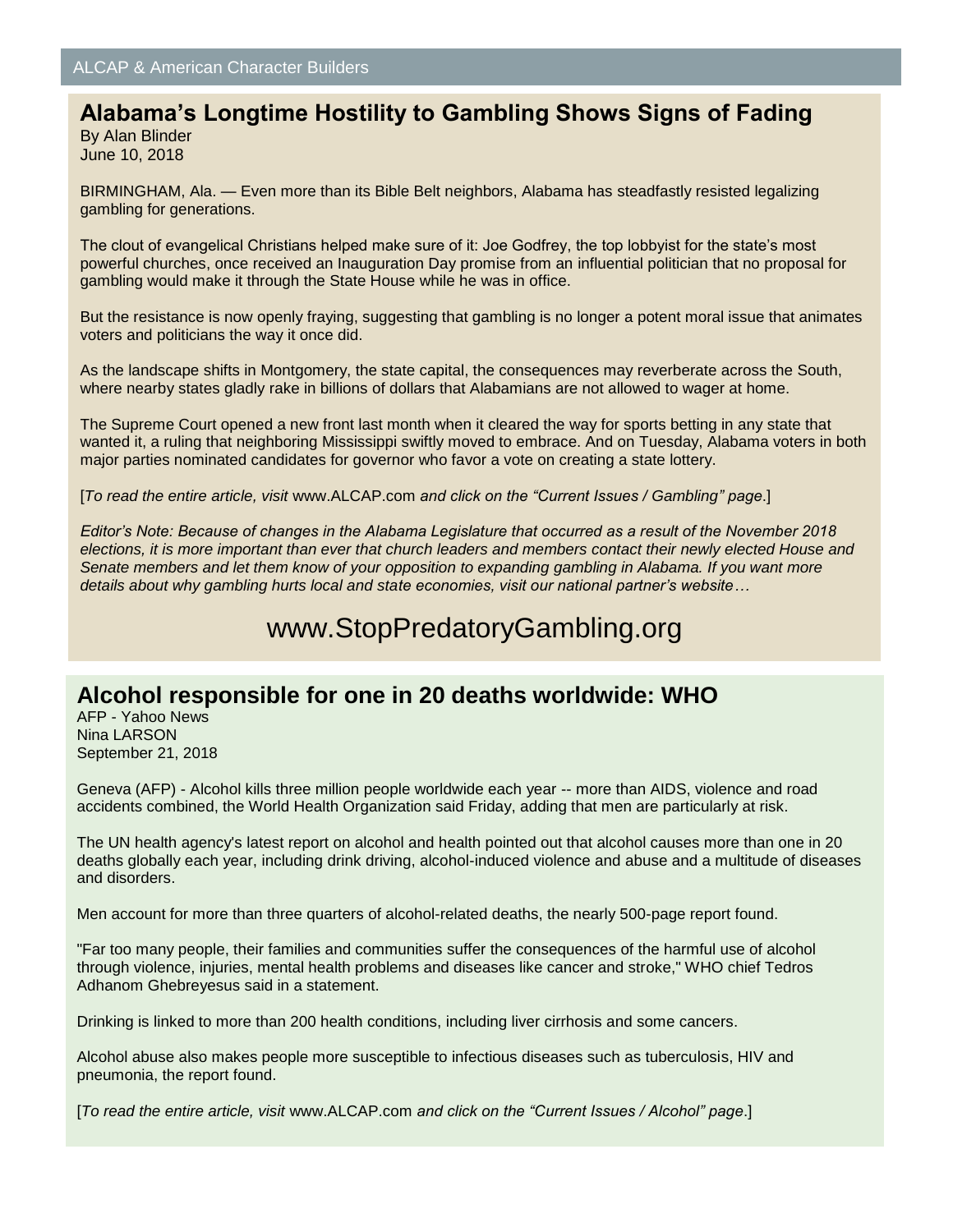## Alabama's Longtime Hostility to Gambling Shows Signs of Fading

By Alan Blinder
June 10, 2018

BIRMINGHAM, Ala. — Even more than its Bible Belt neighbors, Alabama has steadfastly resisted legalizing gambling for generations.

The clout of evangelical Christians helped make sure of it: Joe Godfrey, the top lobbyist for the state's most powerful churches, once received an Inauguration Day promise from an influential politician that no proposal for gambling would make it through the State House while he was in office.

But the resistance is now openly fraying, suggesting that gambling is no longer a potent moral issue that animates voters and politicians the way it once did.

As the landscape shifts in Montgomery, the state capital, the consequences may reverberate across the South, where nearby states gladly rake in billions of dollars that Alabamians are not allowed to wager at home.

The Supreme Court opened a new front last month when it cleared the way for sports betting in any state that wanted it, a ruling that neighboring Mississippi swiftly moved to embrace. And on Tuesday, Alabama voters in both major parties nominated candidates for governor who favor a vote on creating a state lottery.

[*To read the entire article, visit* www.ALCAP.com *and click on the "Current Issues / Gambling" page*.]

*Editor's Note: Because of changes in the Alabama Legislature that occurred as a result of the November 2018 elections, it is more important than ever that church leaders and members contact their newly elected House and Senate members and let them know of your opposition to expanding gambling in Alabama. If you want more details about why gambling hurts local and state economies, visit our national partner's website…*

www.StopPredatoryGambling.org

## Alcohol responsible for one in 20 deaths worldwide: WHO

AFP - Yahoo News
Nina LARSON
September 21, 2018

Geneva (AFP) - Alcohol kills three million people worldwide each year -- more than AIDS, violence and road accidents combined, the World Health Organization said Friday, adding that men are particularly at risk.

The UN health agency's latest report on alcohol and health pointed out that alcohol causes more than one in 20 deaths globally each year, including drink driving, alcohol-induced violence and abuse and a multitude of diseases and disorders.

Men account for more than three quarters of alcohol-related deaths, the nearly 500-page report found.

"Far too many people, their families and communities suffer the consequences of the harmful use of alcohol through violence, injuries, mental health problems and diseases like cancer and stroke," WHO chief Tedros Adhanom Ghebreyesus said in a statement.

Drinking is linked to more than 200 health conditions, including liver cirrhosis and some cancers.

Alcohol abuse also makes people more susceptible to infectious diseases such as tuberculosis, HIV and pneumonia, the report found.

[*To read the entire article, visit* www.ALCAP.com *and click on the "Current Issues / Alcohol" page*.]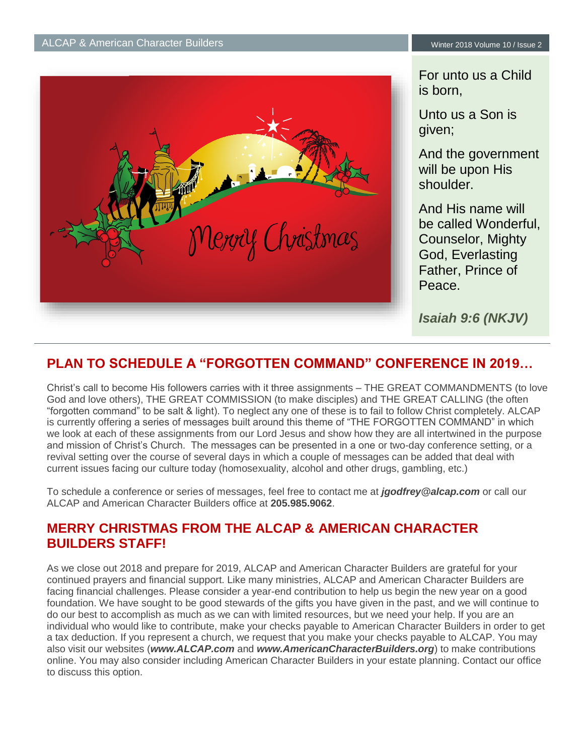For unto us a Child is born,

Unto us a Son is given;

And the government will be upon His shoulder.

And His name will be called Wonderful, Counselor, Mighty God, Everlasting Father, Prince of Peace.

***Isaiah 9:6 (NKJV)***

## PLAN TO SCHEDULE A "FORGOTTEN COMMAND" CONFERENCE IN 2019…

Christ's call to become His followers carries with it three assignments – THE GREAT COMMANDMENTS (to love God and love others), THE GREAT COMMISSION (to make disciples) and THE GREAT CALLING (the often "forgotten command" to be salt & light). To neglect any one of these is to fail to follow Christ completely. ALCAP is currently offering a series of messages built around this theme of "THE FORGOTTEN COMMAND" in which we look at each of these assignments from our Lord Jesus and show how they are all intertwined in the purpose and mission of Christ's Church. The messages can be presented in a one or two-day conference setting, or a revival setting over the course of several days in which a couple of messages can be added that deal with current issues facing our culture today (homosexuality, alcohol and other drugs, gambling, etc.)

To schedule a conference or series of messages, feel free to contact me at ***jgodfrey@alcap.com*** or call our ALCAP and American Character Builders office at **205.985.9062**.

## MERRY CHRISTMAS FROM THE ALCAP & AMERICAN CHARACTER BUILDERS STAFF!

As we close out 2018 and prepare for 2019, ALCAP and American Character Builders are grateful for your continued prayers and financial support. Like many ministries, ALCAP and American Character Builders are facing financial challenges. Please consider a year-end contribution to help us begin the new year on a good foundation. We have sought to be good stewards of the gifts you have given in the past, and we will continue to do our best to accomplish as much as we can with limited resources, but we need your help. If you are an individual who would like to contribute, make your checks payable to American Character Builders in order to get a tax deduction. If you represent a church, we request that you make your checks payable to ALCAP. You may also visit our websites (***www.ALCAP.com*** and ***www.AmericanCharacterBuilders.org***) to make contributions online. You may also consider including American Character Builders in your estate planning. Contact our office to discuss this option.